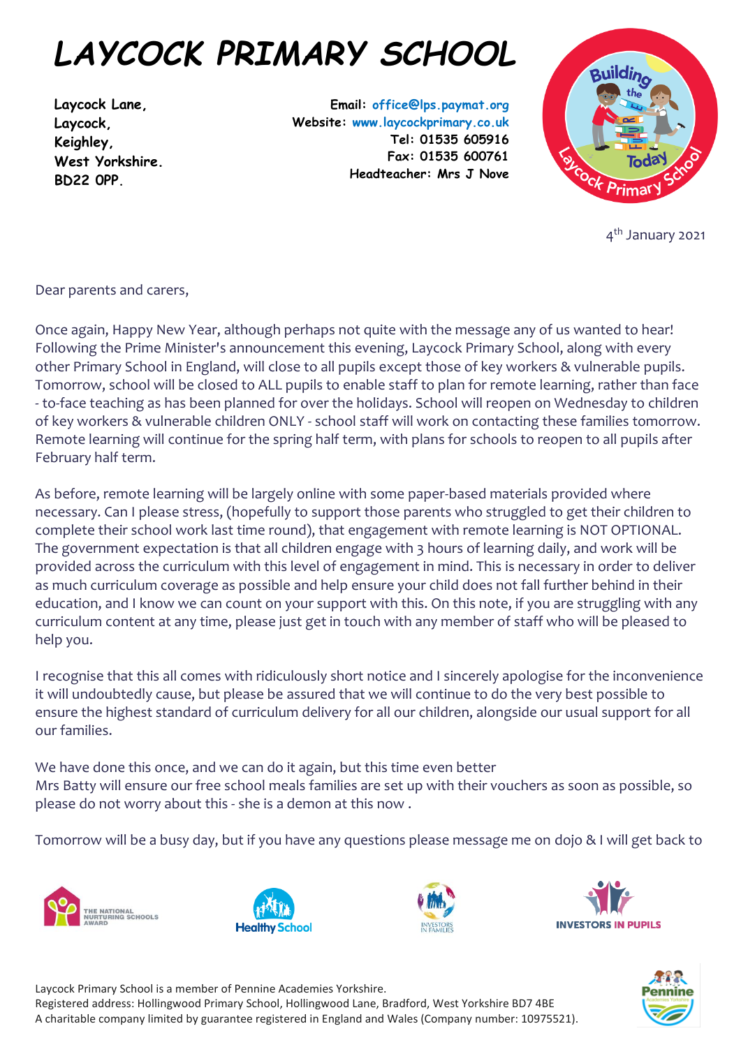# LAYCOCK PRIMARY SCHOOL

**Laycock Lane,**
**Laycock,**
**Keighley,**
**West Yorkshire.**
**BD22 0PP.**

**Email:** office@lps.paymat.org
**Website:** www.laycockprimary.co.uk
**Tel: 01535 605916**
**Fax: 01535 600761**
**Headteacher: Mrs J Nove**

4th January 2021

Dear parents and carers,

Once again, Happy New Year, although perhaps not quite with the message any of us wanted to hear! Following the Prime Minister's announcement this evening, Laycock Primary School, along with every other Primary School in England, will close to all pupils except those of key workers & vulnerable pupils. Tomorrow, school will be closed to ALL pupils to enable staff to plan for remote learning, rather than face - to-face teaching as has been planned for over the holidays. School will reopen on Wednesday to children of key workers & vulnerable children ONLY - school staff will work on contacting these families tomorrow. Remote learning will continue for the spring half term, with plans for schools to reopen to all pupils after February half term.

As before, remote learning will be largely online with some paper-based materials provided where necessary. Can I please stress, (hopefully to support those parents who struggled to get their children to complete their school work last time round), that engagement with remote learning is NOT OPTIONAL. The government expectation is that all children engage with 3 hours of learning daily, and work will be provided across the curriculum with this level of engagement in mind. This is necessary in order to deliver as much curriculum coverage as possible and help ensure your child does not fall further behind in their education, and I know we can count on your support with this. On this note, if you are struggling with any curriculum content at any time, please just get in touch with any member of staff who will be pleased to help you.

I recognise that this all comes with ridiculously short notice and I sincerely apologise for the inconvenience it will undoubtedly cause, but please be assured that we will continue to do the very best possible to ensure the highest standard of curriculum delivery for all our children, alongside our usual support for all our families.

We have done this once, and we can do it again, but this time even better
Mrs Batty will ensure our free school meals families are set up with their vouchers as soon as possible, so please do not worry about this - she is a demon at this now .

Tomorrow will be a busy day, but if you have any questions please message me on dojo & I will get back to

Laycock Primary School is a member of Pennine Academies Yorkshire.
Registered address: Hollingwood Primary School, Hollingwood Lane, Bradford, West Yorkshire BD7 4BE
A charitable company limited by guarantee registered in England and Wales (Company number: 10975521).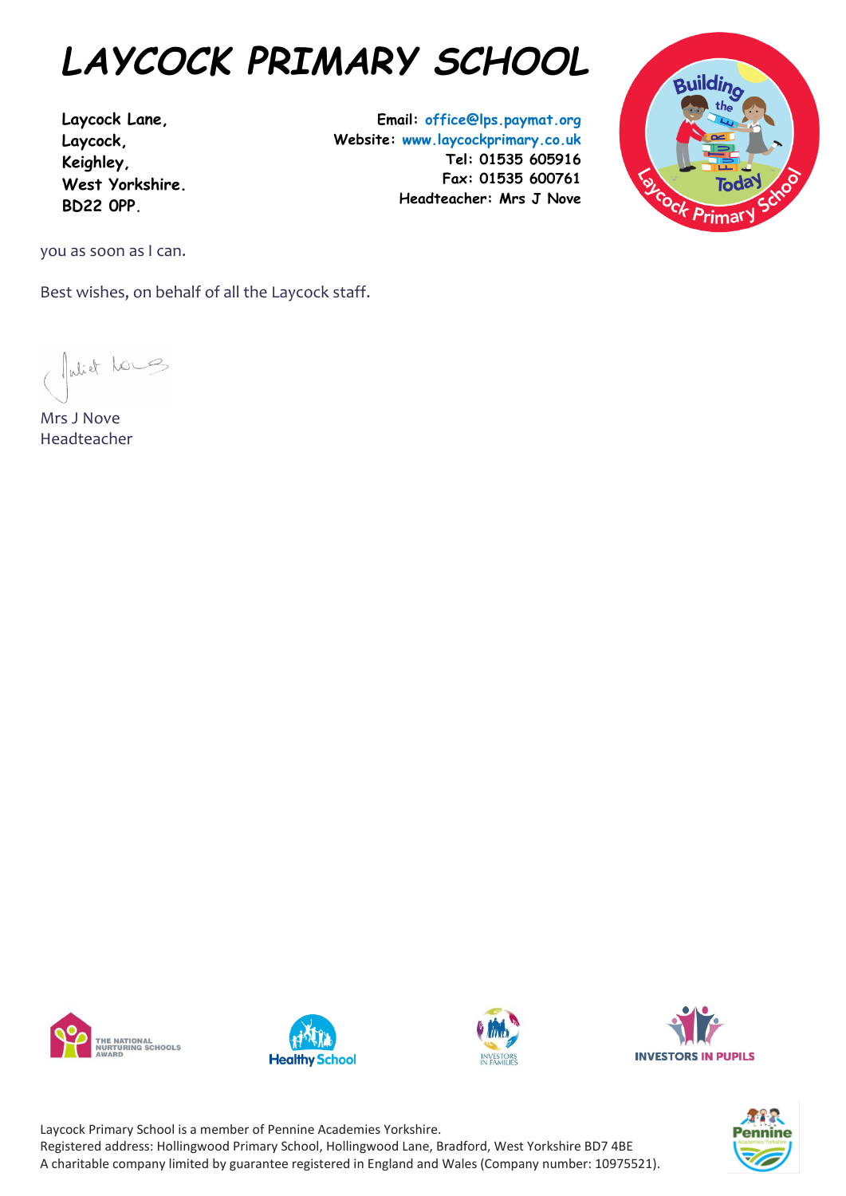# LAYCOCK PRIMARY SCHOOL

**Laycock Lane,**
**Laycock,**
**Keighley,**
**West Yorkshire.**
**BD22 0PP.**

**Email:** office@lps.paymat.org
**Website:** www.laycockprimary.co.uk
**Tel:** 01535 605916
**Fax:** 01535 600761
**Headteacher:** Mrs J Nove

you as soon as I can.

Best wishes, on behalf of all the Laycock staff.

Mrs J Nove
Headteacher

Laycock Primary School is a member of Pennine Academies Yorkshire.
Registered address: Hollingwood Primary School, Hollingwood Lane, Bradford, West Yorkshire BD7 4BE
A charitable company limited by guarantee registered in England and Wales (Company number: 10975521).